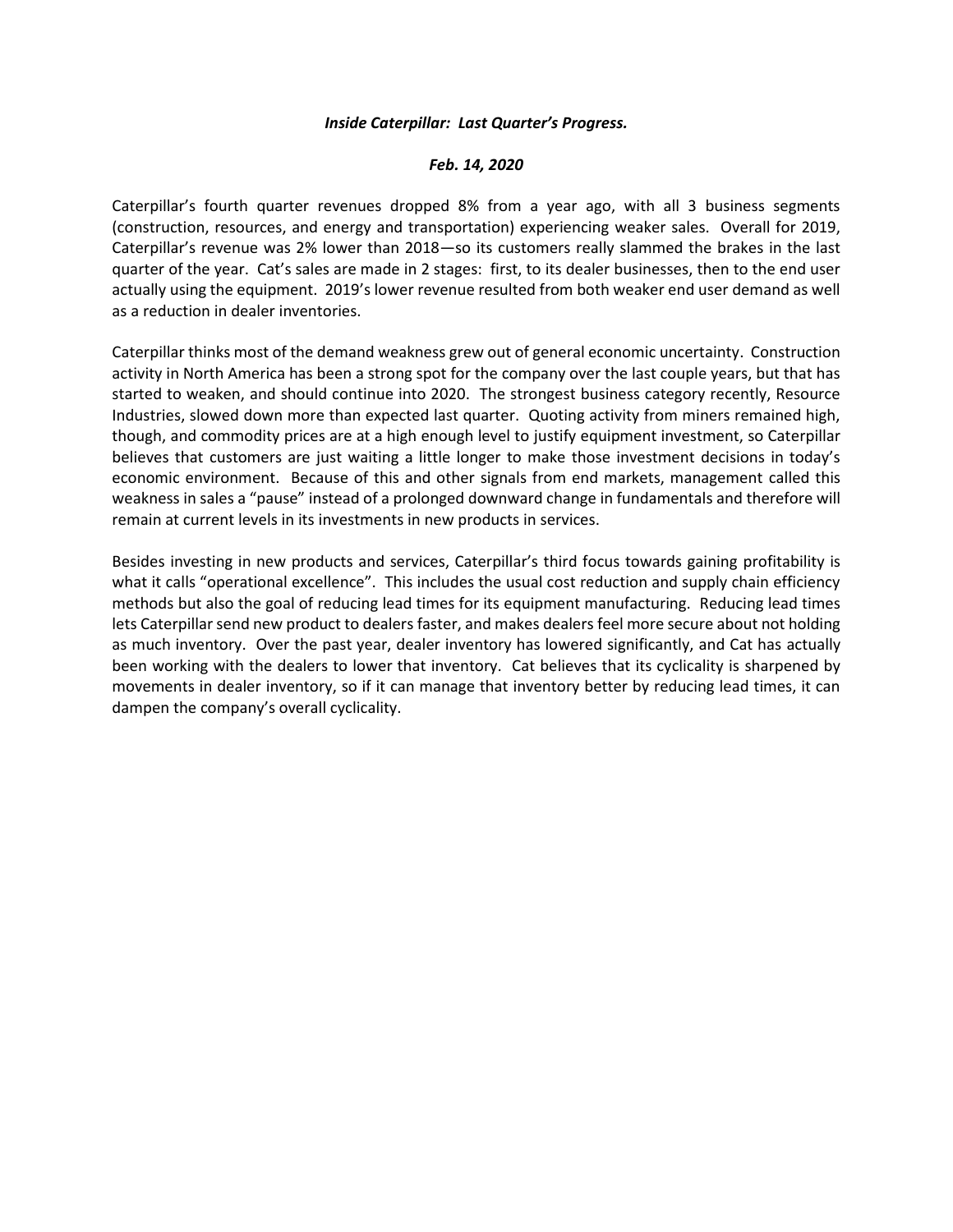***Inside Caterpillar: Last Quarter's Progress.***

***Feb. 14, 2020***

Caterpillar's fourth quarter revenues dropped 8% from a year ago, with all 3 business segments (construction, resources, and energy and transportation) experiencing weaker sales. Overall for 2019, Caterpillar's revenue was 2% lower than 2018—so its customers really slammed the brakes in the last quarter of the year. Cat's sales are made in 2 stages: first, to its dealer businesses, then to the end user actually using the equipment. 2019's lower revenue resulted from both weaker end user demand as well as a reduction in dealer inventories.

Caterpillar thinks most of the demand weakness grew out of general economic uncertainty. Construction activity in North America has been a strong spot for the company over the last couple years, but that has started to weaken, and should continue into 2020. The strongest business category recently, Resource Industries, slowed down more than expected last quarter. Quoting activity from miners remained high, though, and commodity prices are at a high enough level to justify equipment investment, so Caterpillar believes that customers are just waiting a little longer to make those investment decisions in today's economic environment. Because of this and other signals from end markets, management called this weakness in sales a "pause" instead of a prolonged downward change in fundamentals and therefore will remain at current levels in its investments in new products in services.

Besides investing in new products and services, Caterpillar's third focus towards gaining profitability is what it calls "operational excellence". This includes the usual cost reduction and supply chain efficiency methods but also the goal of reducing lead times for its equipment manufacturing. Reducing lead times lets Caterpillar send new product to dealers faster, and makes dealers feel more secure about not holding as much inventory. Over the past year, dealer inventory has lowered significantly, and Cat has actually been working with the dealers to lower that inventory. Cat believes that its cyclicality is sharpened by movements in dealer inventory, so if it can manage that inventory better by reducing lead times, it can dampen the company's overall cyclicality.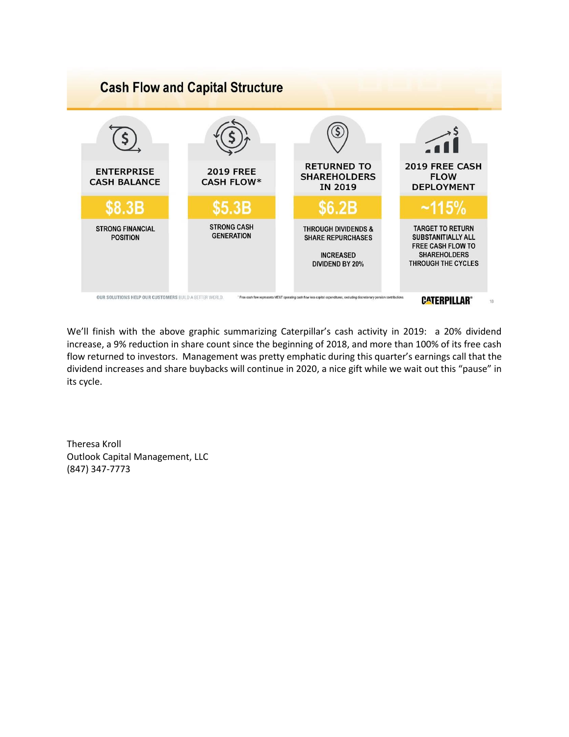## Cash Flow and Capital Structure

ENTERPRISE CASH BALANCE
$8.3B
STRONG FINANCIAL POSITION

2019 FREE CASH FLOW*
$5.3B
STRONG CASH GENERATION

RETURNED TO SHAREHOLDERS IN 2019
$6.2B
THROUGH DIVIDENDS & SHARE REPURCHASES
INCREASED DIVIDEND BY 20%

2019 FREE CASH FLOW DEPLOYMENT
~115%
TARGET TO RETURN SUBSTANTIALLY ALL FREE CASH FLOW TO SHAREHOLDERS THROUGH THE CYCLES

OUR SOLUTIONS HELP OUR CUSTOMERS BUILD A BETTER WORLD.

* Free cash flow represents ME&T operating cash flow less capital expenditures, excluding discretionary pension contributions.

CATERPILLAR®

We'll finish with the above graphic summarizing Caterpillar's cash activity in 2019: a 20% dividend increase, a 9% reduction in share count since the beginning of 2018, and more than 100% of its free cash flow returned to investors. Management was pretty emphatic during this quarter's earnings call that the dividend increases and share buybacks will continue in 2020, a nice gift while we wait out this "pause" in its cycle.

Theresa Kroll
Outlook Capital Management, LLC
(847) 347-7773